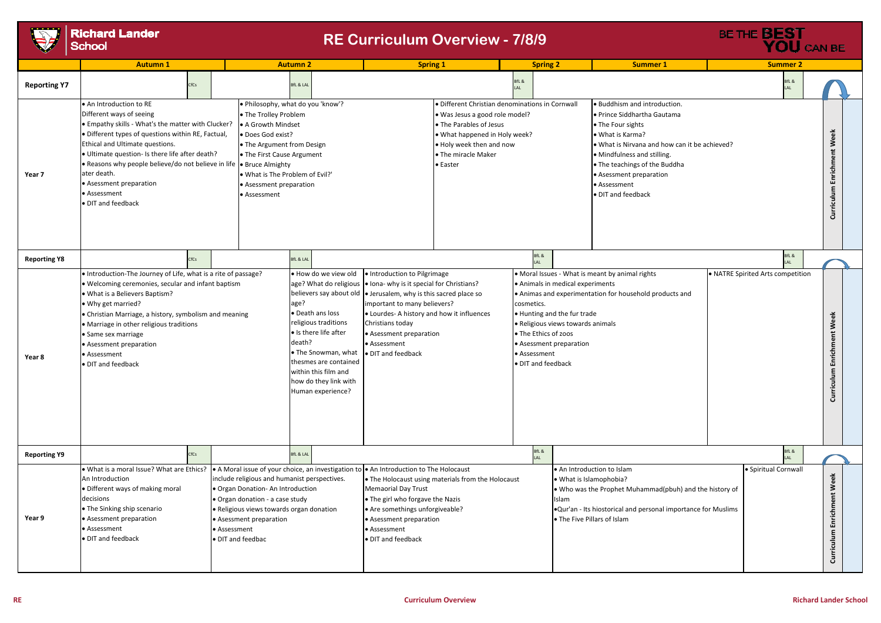# Richard Lander School

## RE Curriculum Overview - 7/8/9

BE THE BEST YOU CAN BE

| | Autumn 1 | Autumn 2 | Spring 1 | Spring 2 | Summer 1 | Summer 2 | |
|---|---|---|---|---|---|---|---|
| **Reporting Y7** | CfCs | BfL & LAL | | BfL & LAL | | BfL & LAL | |
| **Year 7** | • An Introduction to RE<br>Different ways of seeing<br>• Empathy skills - What's the matter with Clucker?<br>• Different types of questions within RE, Factual, Ethical and Ultimate questions.<br>• Ultimate question- Is there life after death?<br>• Reasons why people believe/do not believe in life after death.<br>• Asessment preparation<br>• Assessment<br>• DIT and feedback | • Philosophy, what do you 'know'?<br>• The Trolley Problem<br>• A Growth Mindset<br>• Does God exist?<br>• The Argument from Design<br>• The First Cause Argument<br>• Bruce Almighty<br>• What is The Problem of Evil?'<br>• Assessment preparation<br>• Assessment | • Different Christian denominations in Cornwall<br>• Was Jesus a good role model?<br>• The Parables of Jesus<br>• What happened in Holy week?<br>• Holy week then and now<br>• The miracle Maker<br>• Easter | | • Buddhism and introduction.<br>• Prince Siddhartha Gautama<br>• The Four sights<br>• What is Karma?<br>• What is Nirvana and how can it be achieved?<br>• Mindfulness and stilling.<br>• The teachings of the Buddha<br>• Assessment preparation<br>• Assessment<br>• DIT and feedback | | Curriculum Enrichment Week |
| **Reporting Y8** | CfCs | BfL & LAL | | BfL & LAL | | BfL & LAL | |
| **Year 8** | • Introduction-The Journey of Life, what is a rite of passage?<br>• Welcoming ceremonies, secular and infant baptism<br>• What is a Believers Baptism?<br>• Why get married?<br>• Christian Marriage, a history, symbolism and meaning<br>• Marriage in other religious traditions<br>• Same sex marriage<br>• Assessment preparation<br>• Assessment<br>• DIT and feedback | • How do we view old age? What do religious believers say about old age?<br>• Death ans loss religious traditions<br>• Is there life after death?<br>• The Snowman, what thesmes are contained within this film and how do they link with Human experience? | • Introduction to Pilgrimage<br>• Iona- why is it special for Christians?<br>• Jerusalem, why is this sacred place so important to many believers?<br>• Lourdes- A history and how it influences Christians today<br>• Asessment preparation<br>• Assessment<br>• DIT and feedback | • Moral Issues - What is meant by animal rights<br>• Animals in medical experiments<br>• Animas and experimentation for household products and cosmetics.<br>• Hunting and the fur trade<br>• Religious views towards animals<br>• The Ethics of zoos<br>• Asessment preparation<br>• Assessment<br>• DIT and feedback | | • NATRE Spirited Arts competition | Curriculum Enrichment Week |
| **Reporting Y9** | CfCs | BfL & LAL | | BfL & LAL | | BfL & LAL | |
| **Year 9** | • What is a moral Issue? What are Ethics? An Introduction<br>• Different ways of making moral decisions<br>• The Sinking ship scenario<br>• Assessment preparation<br>• Assessment<br>• DIT and feedback | • A Moral issue of your choice, an investigation to include religious and humanist perspectives.<br>• Organ Donation- An Introduction<br>• Organ donation - a case study<br>• Religious views towards organ donation<br>• Assessment preparation<br>• Assessment<br>• DIT and feedbac | • An Introduction to The Holocaust<br>• The Holocaust using materials from the Holocaust Memaorial Day Trust<br>• The girl who forgave the Nazis<br>• Are somethings unforgiveable?<br>• Assessment preparation<br>• Assessment<br>• DIT and feedback | | • An Introduction to Islam<br>• What is Islamophobia?<br>• Who was the Prophet Muhammad(pbuh) and the history of Islam<br>•Qur'an - Its hiostorical and personal importance for Muslims<br>• The Five Pillars of Islam | • Spiritual Cornwall | Curriculum Enrichment Week |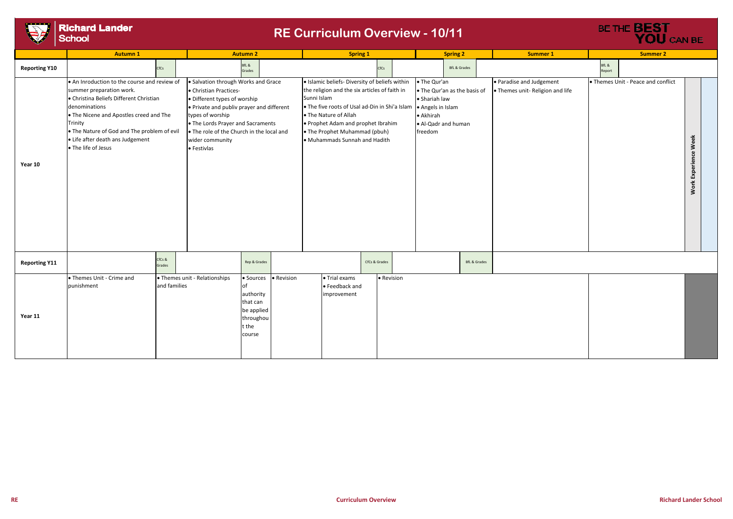# Richard Lander School

## RE Curriculum Overview - 10/11

BE THE BEST YOU CAN BE

| | Autumn 1 | Autumn 2 | Spring 1 | Spring 2 | Summer 1 | Summer 2 |
|---|---|---|---|---|---|---|
| **Reporting Y10** | CfCs | BfL & Grades | CfCs | BfL & Grades | | BfL & Report |
| **Year 10** | • An Inroduction to the course and review of summer preparation work.<br>• Christina Beliefs Different Christian denominations<br>• The Nicene and Apostles creed and The Trinity<br>• The Nature of God and The problem of evil<br>• Life after death ans Judgement<br>• The life of Jesus | • Salvation through Works and Grace<br>• Christian Practices-<br>• Different types of worship<br>• Private and publiv prayer and different types of worship<br>• The Lords Prayer and Sacraments<br>• The role of the Church in the local and wider community<br>• Festivlas | • Islamic beliefs- Diversity of beliefs within the religion and the six articles of faith in Sunni Islam<br>• The five roots of Usal ad-Din in Shi'a Islam<br>• The Nature of Allah<br>• Prophet Adam and prophet Ibrahim<br>• The Prophet Muhammad (pbuh)<br>• Muhammads Sunnah and Hadith | • The Qur'an<br>• The Qur'an as the basis of<br>• Shariah law<br>• Angels in Islam<br>• Akhirah<br>• Al-Qadr and human freedom | • Paradise and Judgement<br>• Themes unit- Religion and life | • Themes Unit - Peace and conflict<br>Work Experience Week |
| **Reporting Y11** | CfCs & Grades | Rep & Grades | CfCs & Grades | BfL & Grades | | |
| **Year 11** | • Themes Unit - Crime and punishment | • Themes unit - Relationships and families<br>• Sources of authority that can be applied throughout the course | • Revision<br>• Trial exams<br>• Feedback and improvement | • Revision | | |

RE | Curriculum Overview | Richard Lander School